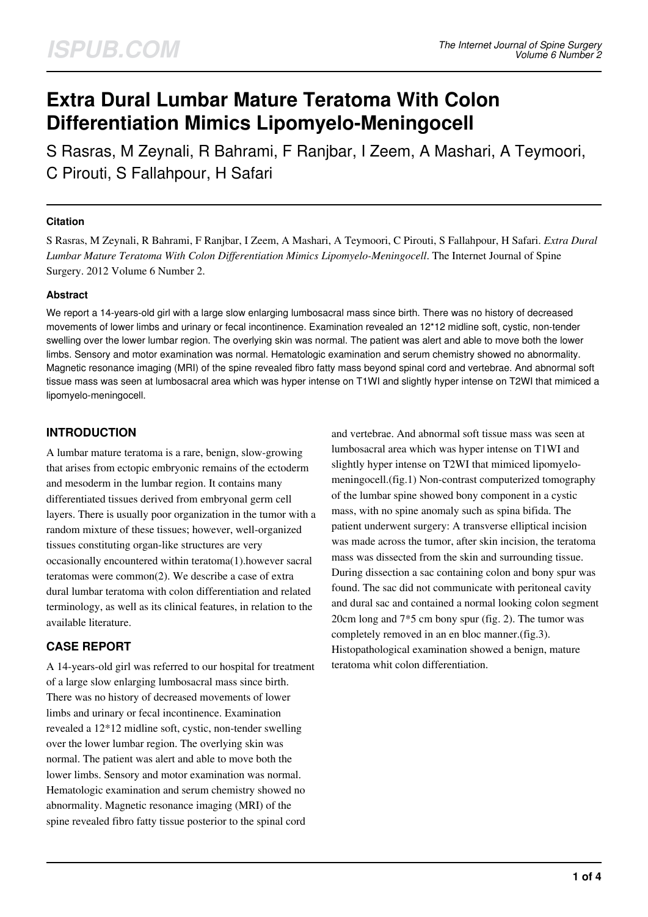# Extra Dural Lumbar Mature Teratoma With Colon Differentiation Mimics Lipomyelo-Meningocell

S Rasras, M Zeynali, R Bahrami, F Ranjbar, I Zeem, A Mashari, A Teymoori, C Pirouti, S Fallahpour, H Safari

### Citation

S Rasras, M Zeynali, R Bahrami, F Ranjbar, I Zeem, A Mashari, A Teymoori, C Pirouti, S Fallahpour, H Safari. *Extra Dural Lumbar Mature Teratoma With Colon Differentiation Mimics Lipomyelo-Meningocell*. The Internet Journal of Spine Surgery. 2012 Volume 6 Number 2.

### Abstract

We report a 14-years-old girl with a large slow enlarging lumbosacral mass since birth. There was no history of decreased movements of lower limbs and urinary or fecal incontinence. Examination revealed an 12*12 midline soft, cystic, non-tender swelling over the lower lumbar region. The overlying skin was normal. The patient was alert and able to move both the lower limbs. Sensory and motor examination was normal. Hematologic examination and serum chemistry showed no abnormality. Magnetic resonance imaging (MRI) of the spine revealed fibro fatty mass beyond spinal cord and vertebrae. And abnormal soft tissue mass was seen at lumbosacral area which was hyper intense on T1WI and slightly hyper intense on T2WI that mimiced a lipomyelo-meningocell.

## INTRODUCTION

A lumbar mature teratoma is a rare, benign, slow-growing that arises from ectopic embryonic remains of the ectoderm and mesoderm in the lumbar region. It contains many differentiated tissues derived from embryonal germ cell layers. There is usually poor organization in the tumor with a random mixture of these tissues; however, well-organized tissues constituting organ-like structures are very occasionally encountered within teratoma(1).however sacral teratomas were common(2). We describe a case of extra dural lumbar teratoma with colon differentiation and related terminology, as well as its clinical features, in relation to the available literature.

## CASE REPORT

A 14-years-old girl was referred to our hospital for treatment of a large slow enlarging lumbosacral mass since birth. There was no history of decreased movements of lower limbs and urinary or fecal incontinence. Examination revealed a 12*12 midline soft, cystic, non-tender swelling over the lower lumbar region. The overlying skin was normal. The patient was alert and able to move both the lower limbs. Sensory and motor examination was normal. Hematologic examination and serum chemistry showed no abnormality. Magnetic resonance imaging (MRI) of the spine revealed fibro fatty tissue posterior to the spinal cord and vertebrae. And abnormal soft tissue mass was seen at lumbosacral area which was hyper intense on T1WI and slightly hyper intense on T2WI that mimiced lipomyelo-meningocell.(fig.1) Non-contrast computerized tomography of the lumbar spine showed bony component in a cystic mass, with no spine anomaly such as spina bifida. The patient underwent surgery: A transverse elliptical incision was made across the tumor, after skin incision, the teratoma mass was dissected from the skin and surrounding tissue. During dissection a sac containing colon and bony spur was found. The sac did not communicate with peritoneal cavity and dural sac and contained a normal looking colon segment 20cm long and 7*5 cm bony spur (fig. 2). The tumor was completely removed in an en bloc manner.(fig.3). Histopathological examination showed a benign, mature teratoma whit colon differentiation.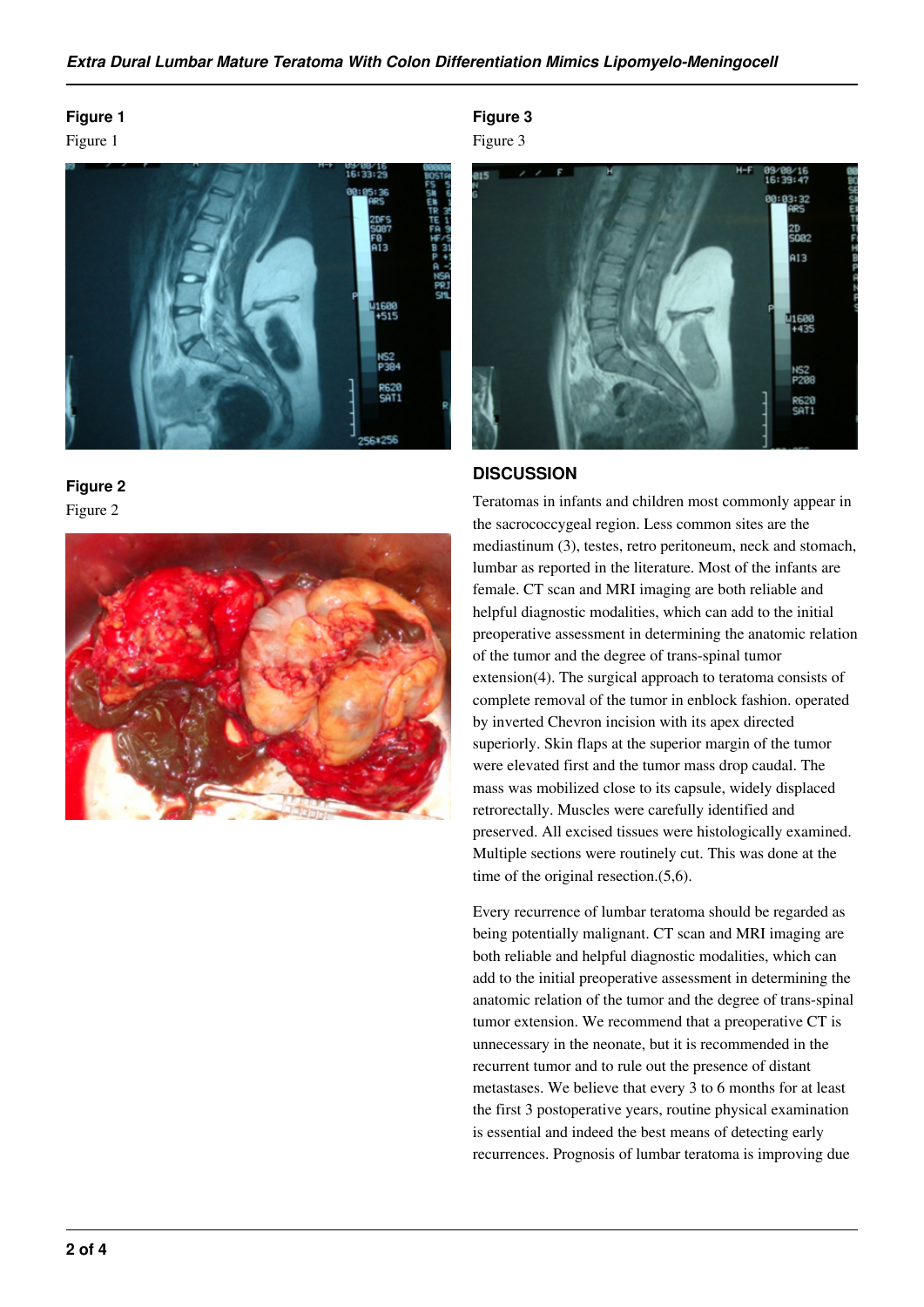**Figure 1**

Figure 1

**Figure 2**

Figure 2

**Figure 3**

Figure 3

## DISCUSSION

Teratomas in infants and children most commonly appear in the sacrococcygeal region. Less common sites are the mediastinum (3), testes, retro peritoneum, neck and stomach, lumbar as reported in the literature. Most of the infants are female. CT scan and MRI imaging are both reliable and helpful diagnostic modalities, which can add to the initial preoperative assessment in determining the anatomic relation of the tumor and the degree of trans-spinal tumor extension(4). The surgical approach to teratoma consists of complete removal of the tumor in enblock fashion. operated by inverted Chevron incision with its apex directed superiorly. Skin flaps at the superior margin of the tumor were elevated first and the tumor mass drop caudal. The mass was mobilized close to its capsule, widely displaced retrorectally. Muscles were carefully identified and preserved. All excised tissues were histologically examined. Multiple sections were routinely cut. This was done at the time of the original resection.(5,6).

Every recurrence of lumbar teratoma should be regarded as being potentially malignant. CT scan and MRI imaging are both reliable and helpful diagnostic modalities, which can add to the initial preoperative assessment in determining the anatomic relation of the tumor and the degree of trans-spinal tumor extension. We recommend that a preoperative CT is unnecessary in the neonate, but it is recommended in the recurrent tumor and to rule out the presence of distant metastases. We believe that every 3 to 6 months for at least the first 3 postoperative years, routine physical examination is essential and indeed the best means of detecting early recurrences. Prognosis of lumbar teratoma is improving due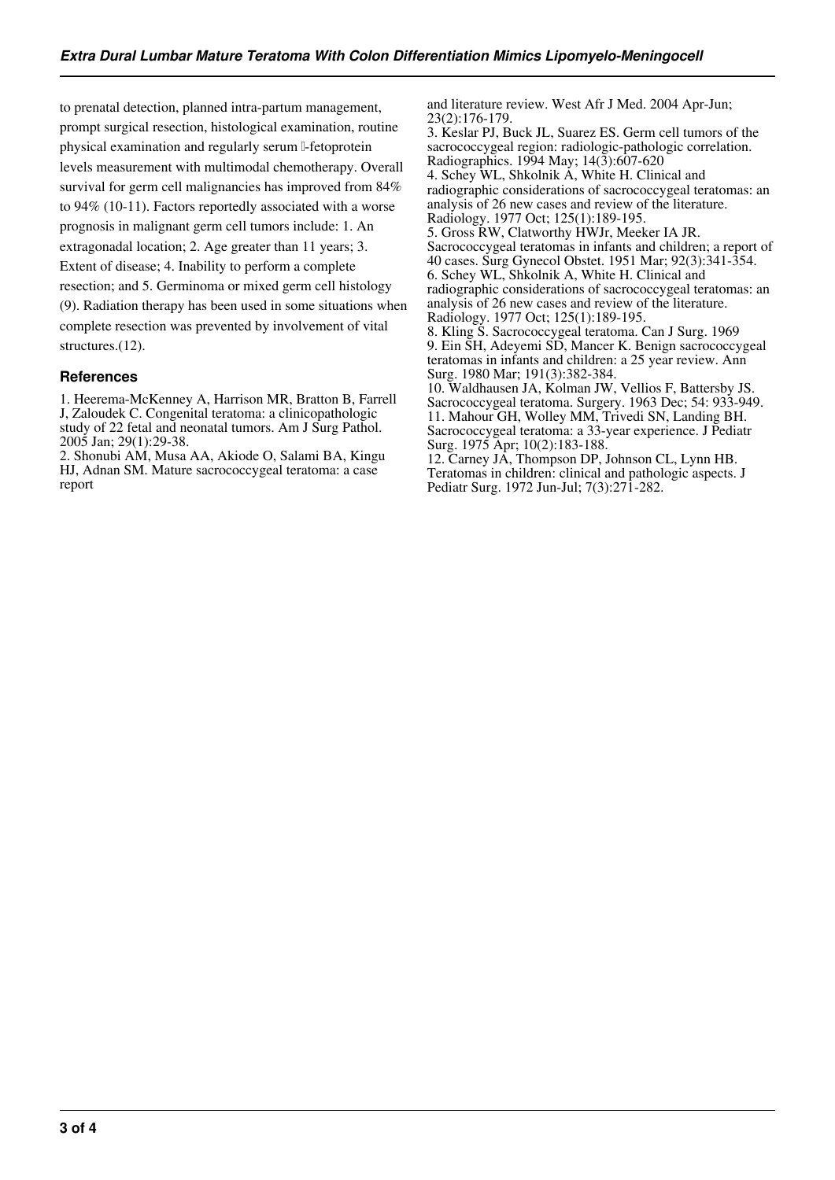to prenatal detection, planned intra-partum management, prompt surgical resection, histological examination, routine physical examination and regularly serum α-fetoprotein levels measurement with multimodal chemotherapy. Overall survival for germ cell malignancies has improved from 84% to 94% (10-11). Factors reportedly associated with a worse prognosis in malignant germ cell tumors include: 1. An extragonadal location; 2. Age greater than 11 years; 3. Extent of disease; 4. Inability to perform a complete resection; and 5. Germinoma or mixed germ cell histology (9). Radiation therapy has been used in some situations when complete resection was prevented by involvement of vital structures.(12).

## References

1. Heerema-McKenney A, Harrison MR, Bratton B, Farrell J, Zaloudek C. Congenital teratoma: a clinicopathologic study of 22 fetal and neonatal tumors. Am J Surg Pathol. 2005 Jan; 29(1):29-38.
2. Shonubi AM, Musa AA, Akiode O, Salami BA, Kingu HJ, Adnan SM. Mature sacrococcygeal teratoma: a case report and literature review. West Afr J Med. 2004 Apr-Jun; 23(2):176-179.
3. Keslar PJ, Buck JL, Suarez ES. Germ cell tumors of the sacrococcygeal region: radiologic-pathologic correlation. Radiographics. 1994 May; 14(3):607-620
4. Schey WL, Shkolnik A, White H. Clinical and radiographic considerations of sacrococcygeal teratomas: an analysis of 26 new cases and review of the literature. Radiology. 1977 Oct; 125(1):189-195.
5. Gross RW, Clatworthy HWJr, Meeker IA JR. Sacrococcygeal teratomas in infants and children; a report of 40 cases. Surg Gynecol Obstet. 1951 Mar; 92(3):341-354.
6. Schey WL, Shkolnik A, White H. Clinical and radiographic considerations of sacrococcygeal teratomas: an analysis of 26 new cases and review of the literature. Radiology. 1977 Oct; 125(1):189-195.
8. Kling S. Sacrococcygeal teratoma. Can J Surg. 1969
9. Ein SH, Adeyemi SD, Mancer K. Benign sacrococcygeal teratomas in infants and children: a 25 year review. Ann Surg. 1980 Mar; 191(3):382-384.
10. Waldhausen JA, Kolman JW, Vellios F, Battersby JS. Sacrococcygeal teratoma. Surgery. 1963 Dec; 54: 933-949.
11. Mahour GH, Wolley MM, Trivedi SN, Landing BH. Sacrococcygeal teratoma: a 33-year experience. J Pediatr Surg. 1975 Apr; 10(2):183-188.
12. Carney JA, Thompson DP, Johnson CL, Lynn HB. Teratomas in children: clinical and pathologic aspects. J Pediatr Surg. 1972 Jun-Jul; 7(3):271-282.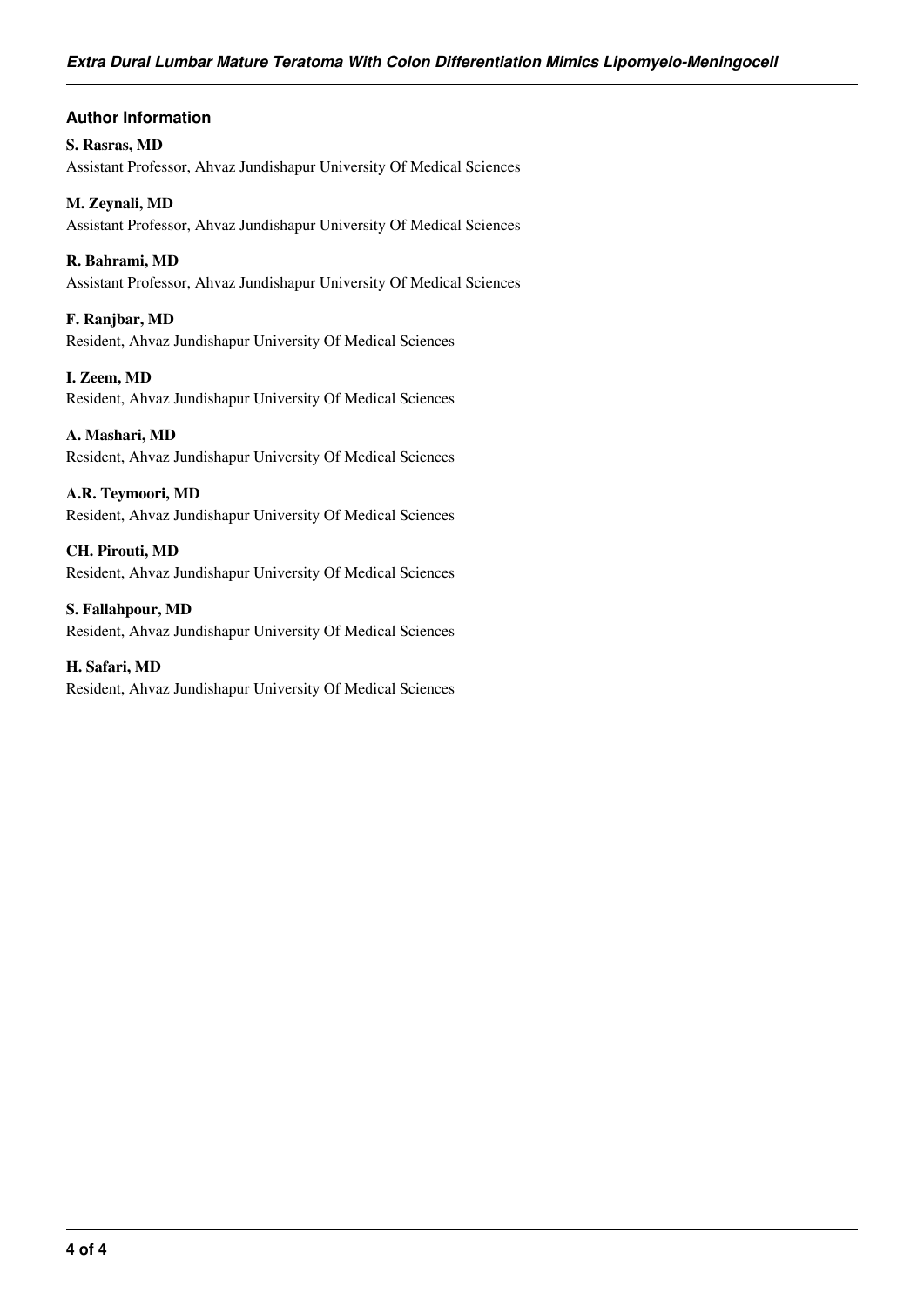## Author Information

**S. Rasras, MD**
Assistant Professor, Ahvaz Jundishapur University Of Medical Sciences

**M. Zeynali, MD**
Assistant Professor, Ahvaz Jundishapur University Of Medical Sciences

**R. Bahrami, MD**
Assistant Professor, Ahvaz Jundishapur University Of Medical Sciences

**F. Ranjbar, MD**
Resident, Ahvaz Jundishapur University Of Medical Sciences

**I. Zeem, MD**
Resident, Ahvaz Jundishapur University Of Medical Sciences

**A. Mashari, MD**
Resident, Ahvaz Jundishapur University Of Medical Sciences

**A.R. Teymoori, MD**
Resident, Ahvaz Jundishapur University Of Medical Sciences

**CH. Pirouti, MD**
Resident, Ahvaz Jundishapur University Of Medical Sciences

**S. Fallahpour, MD**
Resident, Ahvaz Jundishapur University Of Medical Sciences

**H. Safari, MD**
Resident, Ahvaz Jundishapur University Of Medical Sciences